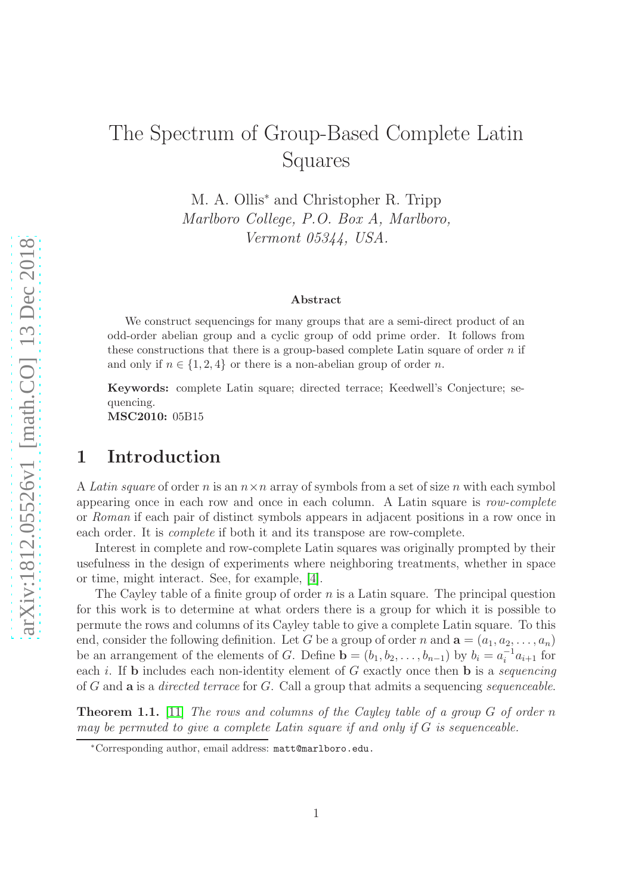# The Spectrum of Group-Based Complete Latin Squares

M. A. Ollis* and Christopher R. Tripp

*Marlboro College, P.O. Box A, Marlboro, Vermont 05344, USA.*

### Abstract

We construct sequencings for many groups that are a semi-direct product of an odd-order abelian group and a cyclic group of odd prime order. It follows from these constructions that there is a group-based complete Latin square of order $n$ if and only if $n \in \{1, 2, 4\}$ or there is a non-abelian group of order $n$.

**Keywords:** complete Latin square; directed terrace; Keedwell's Conjecture; sequencing.

**MSC2010:** 05B15

## 1 Introduction

A *Latin square* of order $n$ is an $n \times n$ array of symbols from a set of size $n$ with each symbol appearing once in each row and once in each column. A Latin square is *row-complete* or *Roman* if each pair of distinct symbols appears in adjacent positions in a row once in each order. It is *complete* if both it and its transpose are row-complete.

Interest in complete and row-complete Latin squares was originally prompted by their usefulness in the design of experiments where neighboring treatments, whether in space or time, might interact. See, for example, [4].

The Cayley table of a finite group of order $n$ is a Latin square. The principal question for this work is to determine at what orders there is a group for which it is possible to permute the rows and columns of its Cayley table to give a complete Latin square. To this end, consider the following definition. Let $G$ be a group of order $n$ and $\mathbf{a} = (a_1, a_2, \ldots, a_n)$ be an arrangement of the elements of $G$. Define $\mathbf{b} = (b_1, b_2, \ldots, b_{n-1})$ by $b_i = a_i^{-1} a_{i+1}$ for each $i$. If $\mathbf{b}$ includes each non-identity element of $G$ exactly once then $\mathbf{b}$ is a *sequencing* of $G$ and $\mathbf{a}$ is a *directed terrace* for $G$. Call a group that admits a sequencing *sequenceable*.

**Theorem 1.1.** [11] *The rows and columns of the Cayley table of a group $G$ of order $n$ may be permuted to give a complete Latin square if and only if $G$ is sequenceable.*

*Corresponding author, email address: matt@marlboro.edu.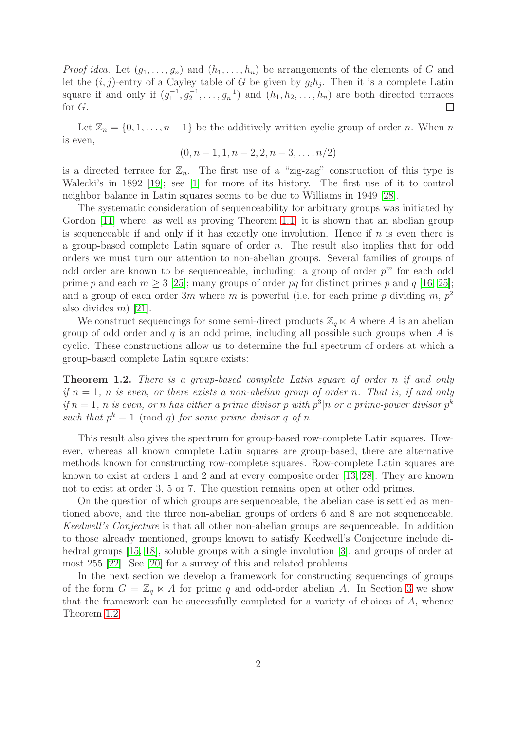*Proof idea.* Let $(g_1, \dots, g_n)$ and $(h_1, \dots, h_n)$ be arrangements of the elements of $G$ and let the $(i, j)$-entry of a Cayley table of $G$ be given by $g_i h_j$. Then it is a complete Latin square if and only if $(g_1^{-1}, g_2^{-1}, \dots, g_n^{-1})$ and $(h_1, h_2, \dots, h_n)$ are both directed terraces for $G$. □

Let $\mathbb{Z}_n = \{0, 1, \dots, n-1\}$ be the additively written cyclic group of order $n$. When $n$ is even,

$$(0, n-1, 1, n-2, 2, n-3, \dots, n/2)$$

is a directed terrace for $\mathbb{Z}_n$. The first use of a "zig-zag" construction of this type is Walecki's in 1892 [19]; see [1] for more of its history. The first use of it to control neighbor balance in Latin squares seems to be due to Williams in 1949 [28].

The systematic consideration of sequenceability for arbitrary groups was initiated by Gordon [11] where, as well as proving Theorem 1.1, it is shown that an abelian group is sequenceable if and only if it has exactly one involution. Hence if $n$ is even there is a group-based complete Latin square of order $n$. The result also implies that for odd orders we must turn our attention to non-abelian groups. Several families of groups of odd order are known to be sequenceable, including: a group of order $p^m$ for each odd prime $p$ and each $m \geq 3$ [25]; many groups of order $pq$ for distinct primes $p$ and $q$ [16, 25]; and a group of each order $3m$ where $m$ is powerful (i.e. for each prime $p$ dividing $m$, $p^2$ also divides $m$) [21].

We construct sequencings for some semi-direct products $\mathbb{Z}_q \ltimes A$ where $A$ is an abelian group of odd order and $q$ is an odd prime, including all possible such groups when $A$ is cyclic. These constructions allow us to determine the full spectrum of orders at which a group-based complete Latin square exists:

**Theorem 1.2.** *There is a group-based complete Latin square of order $n$ if and only if $n = 1$, $n$ is even, or there exists a non-abelian group of order $n$. That is, if and only if $n = 1$, $n$ is even, or $n$ has either a prime divisor $p$ with $p^3 | n$ or a prime-power divisor $p^k$ such that $p^k \equiv 1 \pmod{q}$ for some prime divisor $q$ of $n$.*

This result also gives the spectrum for group-based row-complete Latin squares. However, whereas all known complete Latin squares are group-based, there are alternative methods known for constructing row-complete squares. Row-complete Latin squares are known to exist at orders 1 and 2 and at every composite order [13, 28]. They are known not to exist at order 3, 5 or 7. The question remains open at other odd primes.

On the question of which groups are sequenceable, the abelian case is settled as mentioned above, and the three non-abelian groups of orders 6 and 8 are not sequenceable. *Keedwell's Conjecture* is that all other non-abelian groups are sequenceable. In addition to those already mentioned, groups known to satisfy Keedwell's Conjecture include dihedral groups [15, 18], soluble groups with a single involution [3], and groups of order at most 255 [22]. See [20] for a survey of this and related problems.

In the next section we develop a framework for constructing sequencings of groups of the form $G = \mathbb{Z}_q \ltimes A$ for prime $q$ and odd-order abelian $A$. In Section 3 we show that the framework can be successfully completed for a variety of choices of $A$, whence Theorem 1.2.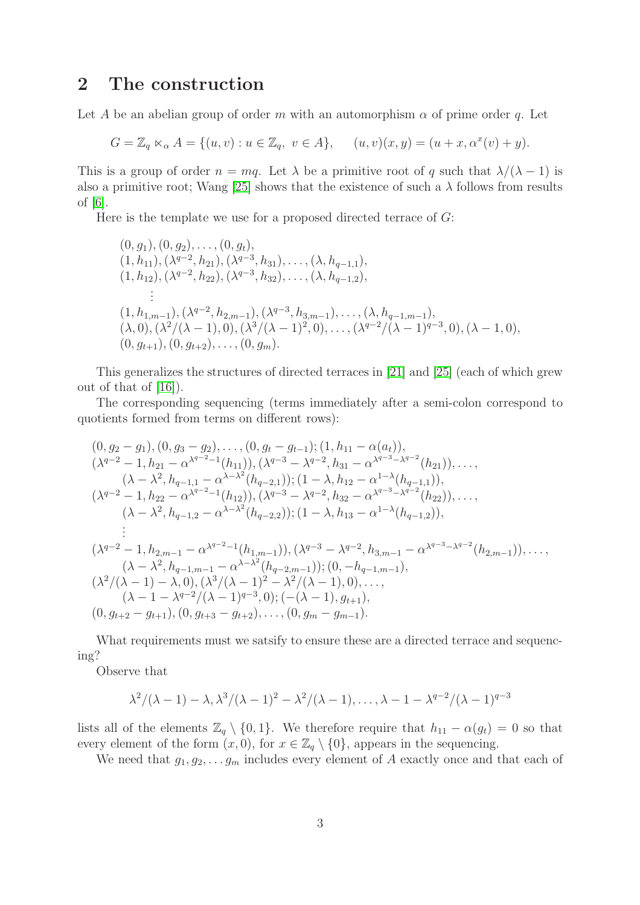## 2 The construction

Let $A$ be an abelian group of order $m$ with an automorphism $\alpha$ of prime order $q$. Let

$$G = \mathbb{Z}_q \ltimes_\alpha A = \{(u,v) : u \in \mathbb{Z}_q,\ v \in A\}, \qquad (u,v)(x,y) = (u+x, \alpha^x(v)+y).$$

This is a group of order $n = mq$. Let $\lambda$ be a primitive root of $q$ such that $\lambda/(\lambda-1)$ is also a primitive root; Wang [25] shows that the existence of such a $\lambda$ follows from results of [6].

Here is the template we use for a proposed directed terrace of $G$:

$$\begin{array}{l}
(0,g_1),(0,g_2),\ldots,(0,g_t),\\
(1,h_{11}),(\lambda^{q-2},h_{21}),(\lambda^{q-3},h_{31}),\ldots,(\lambda,h_{q-1,1}),\\
(1,h_{12}),(\lambda^{q-2},h_{22}),(\lambda^{q-3},h_{32}),\ldots,(\lambda,h_{q-1,2}),\\
\quad\vdots\\
(1,h_{1,m-1}),(\lambda^{q-2},h_{2,m-1}),(\lambda^{q-3},h_{3,m-1}),\ldots,(\lambda,h_{q-1,m-1}),\\
(\lambda,0),(\lambda^2/(\lambda-1),0),(\lambda^3/(\lambda-1)^2,0),\ldots,(\lambda^{q-2}/(\lambda-1)^{q-3},0),(\lambda-1,0),\\
(0,g_{t+1}),(0,g_{t+2}),\ldots,(0,g_m).
\end{array}$$

This generalizes the structures of directed terraces in [21] and [25] (each of which grew out of that of [16]).

The corresponding sequencing (terms immediately after a semi-colon correspond to quotients formed from terms on different rows):

$$\begin{array}{l}
(0,g_2-g_1),(0,g_3-g_2),\ldots,(0,g_t-g_{t-1});(1,h_{11}-\alpha(a_t)),\\
(\lambda^{q-2}-1,h_{21}-\alpha^{\lambda^{q-2}-1}(h_{11})),(\lambda^{q-3}-\lambda^{q-2},h_{31}-\alpha^{\lambda^{q-3}-\lambda^{q-2}}(h_{21})),\ldots,\\
\qquad(\lambda-\lambda^2,h_{q-1,1}-\alpha^{\lambda-\lambda^2}(h_{q-2,1}));(1-\lambda,h_{12}-\alpha^{1-\lambda}(h_{q-1,1})),\\
(\lambda^{q-2}-1,h_{22}-\alpha^{\lambda^{q-2}-1}(h_{12})),(\lambda^{q-3}-\lambda^{q-2},h_{32}-\alpha^{\lambda^{q-3}-\lambda^{q-2}}(h_{22})),\ldots,\\
\qquad(\lambda-\lambda^2,h_{q-1,2}-\alpha^{\lambda-\lambda^2}(h_{q-2,2}));(1-\lambda,h_{13}-\alpha^{1-\lambda}(h_{q-1,2})),\\
\quad\vdots\\
(\lambda^{q-2}-1,h_{2,m-1}-\alpha^{\lambda^{q-2}-1}(h_{1,m-1})),(\lambda^{q-3}-\lambda^{q-2},h_{3,m-1}-\alpha^{\lambda^{q-3}-\lambda^{q-2}}(h_{2,m-1})),\ldots,\\
\qquad(\lambda-\lambda^2,h_{q-1,m-1}-\alpha^{\lambda-\lambda^2}(h_{q-2,m-1}));(0,-h_{q-1,m-1}),\\
(\lambda^2/(\lambda-1)-\lambda,0),(\lambda^3/(\lambda-1)^2-\lambda^2/(\lambda-1),0),\ldots,\\
\qquad(\lambda-1-\lambda^{q-2}/(\lambda-1)^{q-3},0);(-(\lambda-1),g_{t+1}),\\
(0,g_{t+2}-g_{t+1}),(0,g_{t+3}-g_{t+2}),\ldots,(0,g_m-g_{m-1}).
\end{array}$$

What requirements must we satsify to ensure these are a directed terrace and sequencing?

Observe that

$$\lambda^2/(\lambda-1)-\lambda,\lambda^3/(\lambda-1)^2-\lambda^2/(\lambda-1),\ldots,\lambda-1-\lambda^{q-2}/(\lambda-1)^{q-3}$$

lists all of the elements $\mathbb{Z}_q\setminus\{0,1\}$. We therefore require that $h_{11}-\alpha(g_t)=0$ so that every element of the form $(x,0)$, for $x\in\mathbb{Z}_q\setminus\{0\}$, appears in the sequencing.

We need that $g_1,g_2,\ldots g_m$ includes every element of $A$ exactly once and that each of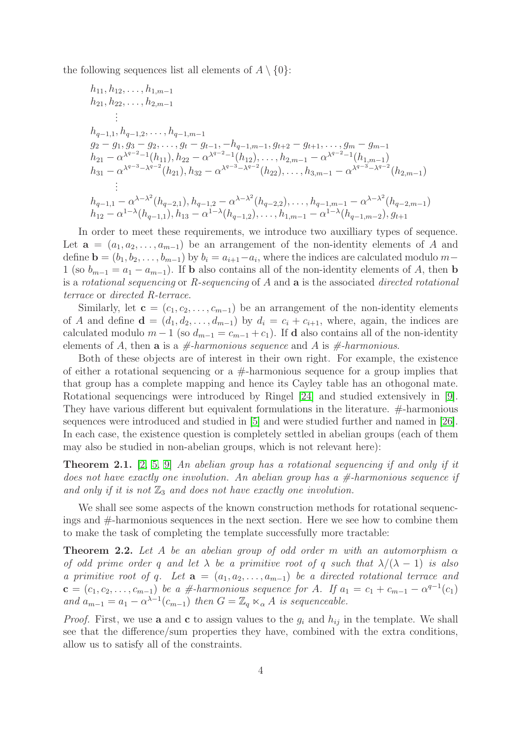the following sequences list all elements of $A \setminus \{0\}$:

$$
\begin{array}{l}
h_{11}, h_{12}, \ldots, h_{1,m-1} \\
h_{21}, h_{22}, \ldots, h_{2,m-1} \\
\quad \vdots \\
h_{q-1,1}, h_{q-1,2}, \ldots, h_{q-1,m-1} \\
g_2 - g_1, g_3 - g_2, \ldots, g_t - g_{t-1}, -h_{q-1,m-1}, g_{t+2} - g_{t+1}, \ldots, g_m - g_{m-1} \\
h_{21} - \alpha^{\lambda^{q-2}-1}(h_{11}), h_{22} - \alpha^{\lambda^{q-2}-1}(h_{12}), \ldots, h_{2,m-1} - \alpha^{\lambda^{q-2}-1}(h_{1,m-1}) \\
h_{31} - \alpha^{\lambda^{q-3}-\lambda^{q-2}}(h_{21}), h_{32} - \alpha^{\lambda^{q-3}-\lambda^{q-2}}(h_{22}), \ldots, h_{3,m-1} - \alpha^{\lambda^{q-3}-\lambda^{q-2}}(h_{2,m-1}) \\
\quad \vdots \\
h_{q-1,1} - \alpha^{\lambda-\lambda^2}(h_{q-2,1}), h_{q-1,2} - \alpha^{\lambda-\lambda^2}(h_{q-2,2}), \ldots, h_{q-1,m-1} - \alpha^{\lambda-\lambda^2}(h_{q-2,m-1}) \\
h_{12} - \alpha^{1-\lambda}(h_{q-1,1}), h_{13} - \alpha^{1-\lambda}(h_{q-1,2}), \ldots, h_{1,m-1} - \alpha^{1-\lambda}(h_{q-1,m-2}), g_{t+1}
\end{array}
$$

In order to meet these requirements, we introduce two auxilliary types of sequence. Let $\mathbf{a} = (a_1, a_2, \ldots, a_{m-1})$ be an arrangement of the non-identity elements of $A$ and define $\mathbf{b} = (b_1, b_2, \ldots, b_{m-1})$ by $b_i = a_{i+1} - a_i$, where the indices are calculated modulo $m-1$ (so $b_{m-1} = a_1 - a_{m-1}$). If $\mathbf{b}$ also contains all of the non-identity elements of $A$, then $\mathbf{b}$ is a *rotational sequencing* or *R-sequencing* of $A$ and $\mathbf{a}$ is the associated *directed rotational terrace* or *directed R-terrace*.

Similarly, let $\mathbf{c} = (c_1, c_2, \ldots, c_{m-1})$ be an arrangement of the non-identity elements of $A$ and define $\mathbf{d} = (d_1, d_2, \ldots, d_{m-1})$ by $d_i = c_i + c_{i+1}$, where, again, the indices are calculated modulo $m-1$ (so $d_{m-1} = c_{m-1} + c_1$). If $\mathbf{d}$ also contains all of the non-identity elements of $A$, then $\mathbf{a}$ is a *#-harmonious sequence* and $A$ is *#-harmonious*.

Both of these objects are of interest in their own right. For example, the existence of either a rotational sequencing or a #-harmonious sequence for a group implies that that group has a complete mapping and hence its Cayley table has an othogonal mate. Rotational sequencings were introduced by Ringel [24] and studied extensively in [9]. They have various different but equivalent formulations in the literature. #-harmonious sequences were introduced and studied in [5] and were studied further and named in [26]. In each case, the existence question is completely settled in abelian groups (each of them may also be studied in non-abelian groups, which is not relevant here):

**Theorem 2.1.** [2, 5, 9] *An abelian group has a rotational sequencing if and only if it does not have exactly one involution. An abelian group has a #-harmonious sequence if and only if it is not $\mathbb{Z}_3$ and does not have exactly one involution.*

We shall see some aspects of the known construction methods for rotational sequencings and #-harmonious sequences in the next section. Here we see how to combine them to make the task of completing the template successfully more tractable:

**Theorem 2.2.** *Let $A$ be an abelian group of odd order $m$ with an automorphism $\alpha$ of odd prime order $q$ and let $\lambda$ be a primitive root of $q$ such that $\lambda/(\lambda-1)$ is also a primitive root of $q$. Let $\mathbf{a} = (a_1, a_2, \ldots, a_{m-1})$ be a directed rotational terrace and $\mathbf{c} = (c_1, c_2, \ldots, c_{m-1})$ be a #-harmonious sequence for $A$. If $a_1 = c_1 + c_{m-1} - \alpha^{q-1}(c_1)$ and $a_{m-1} = a_1 - \alpha^{\lambda-1}(c_{m-1})$ then $G = \mathbb{Z}_q \ltimes_\alpha A$ is sequenceable.*

*Proof.* First, we use $\mathbf{a}$ and $\mathbf{c}$ to assign values to the $g_i$ and $h_{ij}$ in the template. We shall see that the difference/sum properties they have, combined with the extra conditions, allow us to satisfy all of the constraints.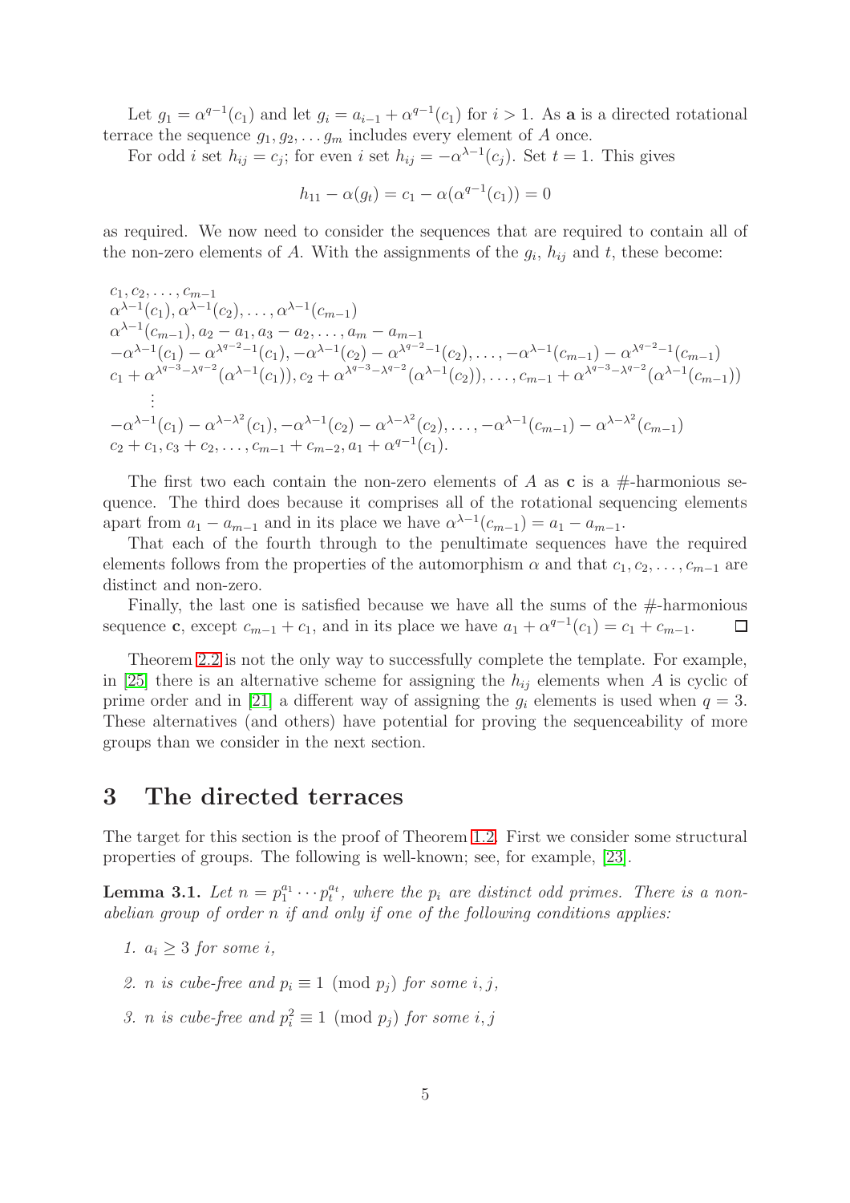Let $g_1 = \alpha^{q-1}(c_1)$ and let $g_i = a_{i-1} + \alpha^{q-1}(c_1)$ for $i > 1$. As $\mathbf{a}$ is a directed rotational terrace the sequence $g_1, g_2, \ldots g_m$ includes every element of $A$ once.

For odd $i$ set $h_{ij} = c_j$; for even $i$ set $h_{ij} = -\alpha^{\lambda-1}(c_j)$. Set $t = 1$. This gives

$$h_{11} - \alpha(g_t) = c_1 - \alpha(\alpha^{q-1}(c_1)) = 0$$

as required. We now need to consider the sequences that are required to contain all of the non-zero elements of $A$. With the assignments of the $g_i$, $h_{ij}$ and $t$, these become:

$$
\begin{array}{l}
c_1, c_2, \ldots, c_{m-1} \\
\alpha^{\lambda-1}(c_1), \alpha^{\lambda-1}(c_2), \ldots, \alpha^{\lambda-1}(c_{m-1}) \\
\alpha^{\lambda-1}(c_{m-1}), a_2 - a_1, a_3 - a_2, \ldots, a_m - a_{m-1} \\
-\alpha^{\lambda-1}(c_1) - \alpha^{\lambda^{q-2}-1}(c_1), -\alpha^{\lambda-1}(c_2) - \alpha^{\lambda^{q-2}-1}(c_2), \ldots, -\alpha^{\lambda-1}(c_{m-1}) - \alpha^{\lambda^{q-2}-1}(c_{m-1}) \\
c_1 + \alpha^{\lambda^{q-3}-\lambda^{q-2}}(\alpha^{\lambda-1}(c_1)), c_2 + \alpha^{\lambda^{q-3}-\lambda^{q-2}}(\alpha^{\lambda-1}(c_2)), \ldots, c_{m-1} + \alpha^{\lambda^{q-3}-\lambda^{q-2}}(\alpha^{\lambda-1}(c_{m-1})) \\
\quad \vdots \\
-\alpha^{\lambda-1}(c_1) - \alpha^{\lambda-\lambda^2}(c_1), -\alpha^{\lambda-1}(c_2) - \alpha^{\lambda-\lambda^2}(c_2), \ldots, -\alpha^{\lambda-1}(c_{m-1}) - \alpha^{\lambda-\lambda^2}(c_{m-1}) \\
c_2 + c_1, c_3 + c_2, \ldots, c_{m-1} + c_{m-2}, a_1 + \alpha^{q-1}(c_1).
\end{array}
$$

The first two each contain the non-zero elements of $A$ as $\mathbf{c}$ is a #-harmonious sequence. The third does because it comprises all of the rotational sequencing elements apart from $a_1 - a_{m-1}$ and in its place we have $\alpha^{\lambda-1}(c_{m-1}) = a_1 - a_{m-1}$.

That each of the fourth through to the penultimate sequences have the required elements follows from the properties of the automorphism $\alpha$ and that $c_1, c_2, \ldots, c_{m-1}$ are distinct and non-zero.

Finally, the last one is satisfied because we have all the sums of the #-harmonious sequence $\mathbf{c}$, except $c_{m-1} + c_1$, and in its place we have $a_1 + \alpha^{q-1}(c_1) = c_1 + c_{m-1}$. □

Theorem 2.2 is not the only way to successfully complete the template. For example, in [25] there is an alternative scheme for assigning the $h_{ij}$ elements when $A$ is cyclic of prime order and in [21] a different way of assigning the $g_i$ elements is used when $q = 3$. These alternatives (and others) have potential for proving the sequenceability of more groups than we consider in the next section.

## 3 The directed terraces

The target for this section is the proof of Theorem 1.2. First we consider some structural properties of groups. The following is well-known; see, for example, [23].

**Lemma 3.1.** *Let $n = p_1^{a_1} \cdots p_t^{a_t}$, where the $p_i$ are distinct odd primes. There is a non-abelian group of order $n$ if and only if one of the following conditions applies:*

1. *$a_i \geq 3$ for some $i$,*
2. *$n$ is cube-free and $p_i \equiv 1 \pmod{p_j}$ for some $i, j$,*
3. *$n$ is cube-free and $p_i^2 \equiv 1 \pmod{p_j}$ for some $i, j$*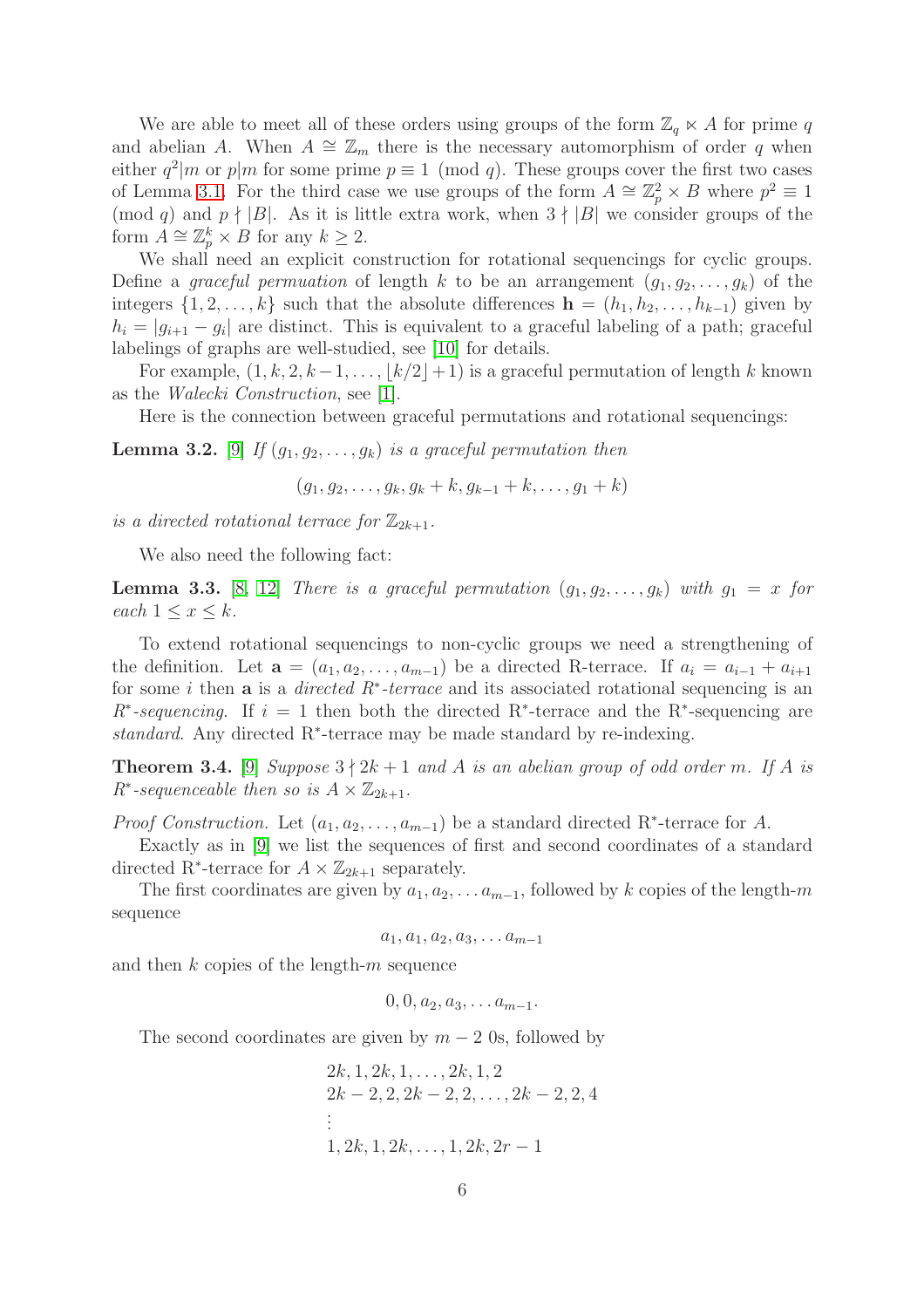We are able to meet all of these orders using groups of the form $\mathbb{Z}_q \ltimes A$ for prime $q$ and abelian $A$. When $A \cong \mathbb{Z}_m$ there is the necessary automorphism of order $q$ when either $q^2 | m$ or $p | m$ for some prime $p \equiv 1 \pmod q$. These groups cover the first two cases of Lemma 3.1. For the third case we use groups of the form $A \cong \mathbb{Z}_p^2 \times B$ where $p^2 \equiv 1 \pmod q$ and $p \nmid |B|$. As it is little extra work, when $3 \nmid |B|$ we consider groups of the form $A \cong \mathbb{Z}_p^k \times B$ for any $k \geq 2$.

We shall need an explicit construction for rotational sequencings for cyclic groups. Define a *graceful permuation* of length $k$ to be an arrangement $(g_1, g_2, \ldots, g_k)$ of the integers $\{1, 2, \ldots, k\}$ such that the absolute differences $\mathbf{h} = (h_1, h_2, \ldots, h_{k-1})$ given by $h_i = |g_{i+1} - g_i|$ are distinct. This is equivalent to a graceful labeling of a path; graceful labelings of graphs are well-studied, see [10] for details.

For example, $(1, k, 2, k-1, \ldots, \lfloor k/2 \rfloor + 1)$ is a graceful permutation of length $k$ known as the *Walecki Construction*, see [1].

Here is the connection between graceful permutations and rotational sequencings:

**Lemma 3.2.** [9] *If $(g_1, g_2, \ldots, g_k)$ is a graceful permutation then*

$$(g_1, g_2, \ldots, g_k, g_k + k, g_{k-1} + k, \ldots, g_1 + k)$$

*is a directed rotational terrace for $\mathbb{Z}_{2k+1}$.*

We also need the following fact:

**Lemma 3.3.** [8, 12] *There is a graceful permutation $(g_1, g_2, \ldots, g_k)$ with $g_1 = x$ for each $1 \leq x \leq k$.*

To extend rotational sequencings to non-cyclic groups we need a strengthening of the definition. Let $\mathbf{a} = (a_1, a_2, \ldots, a_{m-1})$ be a directed R-terrace. If $a_i = a_{i-1} + a_{i+1}$ for some $i$ then $\mathbf{a}$ is a *directed $R^*$-terrace* and its associated rotational sequencing is an *$R^*$-sequencing*. If $i = 1$ then both the directed R$^*$-terrace and the R$^*$-sequencing are *standard*. Any directed R$^*$-terrace may be made standard by re-indexing.

**Theorem 3.4.** [9] *Suppose $3 \nmid 2k+1$ and $A$ is an abelian group of odd order $m$. If $A$ is $R^*$-sequenceable then so is $A \times \mathbb{Z}_{2k+1}$.*

*Proof Construction.* Let $(a_1, a_2, \ldots, a_{m-1})$ be a standard directed R$^*$-terrace for $A$.

Exactly as in [9] we list the sequences of first and second coordinates of a standard directed R$^*$-terrace for $A \times \mathbb{Z}_{2k+1}$ separately.

The first coordinates are given by $a_1, a_2, \ldots a_{m-1}$, followed by $k$ copies of the length-$m$ sequence

$$a_1, a_1, a_2, a_3, \ldots a_{m-1}$$

and then $k$ copies of the length-$m$ sequence

$$0, 0, a_2, a_3, \ldots a_{m-1}.$$

The second coordinates are given by $m-2$ 0s, followed by

$$\begin{array}{l} 2k, 1, 2k, 1, \ldots, 2k, 1, 2 \\ 2k-2, 2, 2k-2, 2, \ldots, 2k-2, 2, 4 \\ \vdots \\ 1, 2k, 1, 2k, \ldots, 1, 2k, 2r-1 \end{array}$$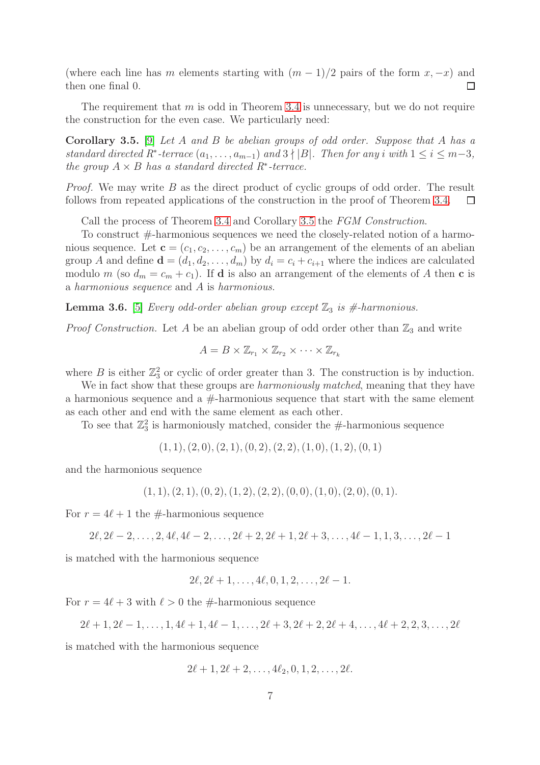(where each line has $m$ elements starting with $(m-1)/2$ pairs of the form $x, -x$) and then one final 0. $\square$

The requirement that $m$ is odd in Theorem 3.4 is unnecessary, but we do not require the construction for the even case. We particularly need:

**Corollary 3.5.** [9] *Let $A$ and $B$ be abelian groups of odd order. Suppose that $A$ has a standard directed $R^*$-terrace $(a_1, \ldots, a_{m-1})$ and $3 \nmid |B|$. Then for any $i$ with $1 \le i \le m-3$, the group $A \times B$ has a standard directed $R^*$-terrace.*

*Proof.* We may write $B$ as the direct product of cyclic groups of odd order. The result follows from repeated applications of the construction in the proof of Theorem 3.4. $\square$

Call the process of Theorem 3.4 and Corollary 3.5 the *FGM Construction*.

To construct #-harmonious sequences we need the closely-related notion of a harmonious sequence. Let $\mathbf{c} = (c_1, c_2, \ldots, c_m)$ be an arrangement of the elements of an abelian group $A$ and define $\mathbf{d} = (d_1, d_2, \ldots, d_m)$ by $d_i = c_i + c_{i+1}$ where the indices are calculated modulo $m$ (so $d_m = c_m + c_1$). If $\mathbf{d}$ is also an arrangement of the elements of $A$ then $\mathbf{c}$ is a *harmonious sequence* and $A$ is *harmonious*.

**Lemma 3.6.** [5] *Every odd-order abelian group except $\mathbb{Z}_3$ is #-harmonious.*

*Proof Construction.* Let $A$ be an abelian group of odd order other than $\mathbb{Z}_3$ and write

$$A = B \times \mathbb{Z}_{r_1} \times \mathbb{Z}_{r_2} \times \cdots \times \mathbb{Z}_{r_k}$$

where $B$ is either $\mathbb{Z}_3^2$ or cyclic of order greater than 3. The construction is by induction.

We in fact show that these groups are *harmoniously matched*, meaning that they have a harmonious sequence and a #-harmonious sequence that start with the same element as each other and end with the same element as each other.

To see that $\mathbb{Z}_3^2$ is harmoniously matched, consider the #-harmonious sequence

$$(1, 1), (2, 0), (2, 1), (0, 2), (2, 2), (1, 0), (1, 2), (0, 1)$$

and the harmonious sequence

$$(1, 1), (2, 1), (0, 2), (1, 2), (2, 2), (0, 0), (1, 0), (2, 0), (0, 1).$$

For $r = 4\ell + 1$ the #-harmonious sequence

$$2\ell, 2\ell - 2, \ldots, 2, 4\ell, 4\ell - 2, \ldots, 2\ell + 2, 2\ell + 1, 2\ell + 3, \ldots, 4\ell - 1, 1, 3, \ldots, 2\ell - 1$$

is matched with the harmonious sequence

$$2\ell, 2\ell + 1, \ldots, 4\ell, 0, 1, 2, \ldots, 2\ell - 1.$$

For $r = 4\ell + 3$ with $\ell > 0$ the #-harmonious sequence

$$2\ell + 1, 2\ell - 1, \ldots, 1, 4\ell + 1, 4\ell - 1, \ldots, 2\ell + 3, 2\ell + 2, 2\ell + 4, \ldots, 4\ell + 2, 2, 3, \ldots, 2\ell$$

is matched with the harmonious sequence

$$2\ell + 1, 2\ell + 2, \ldots, 4\ell_2, 0, 1, 2, \ldots, 2\ell.$$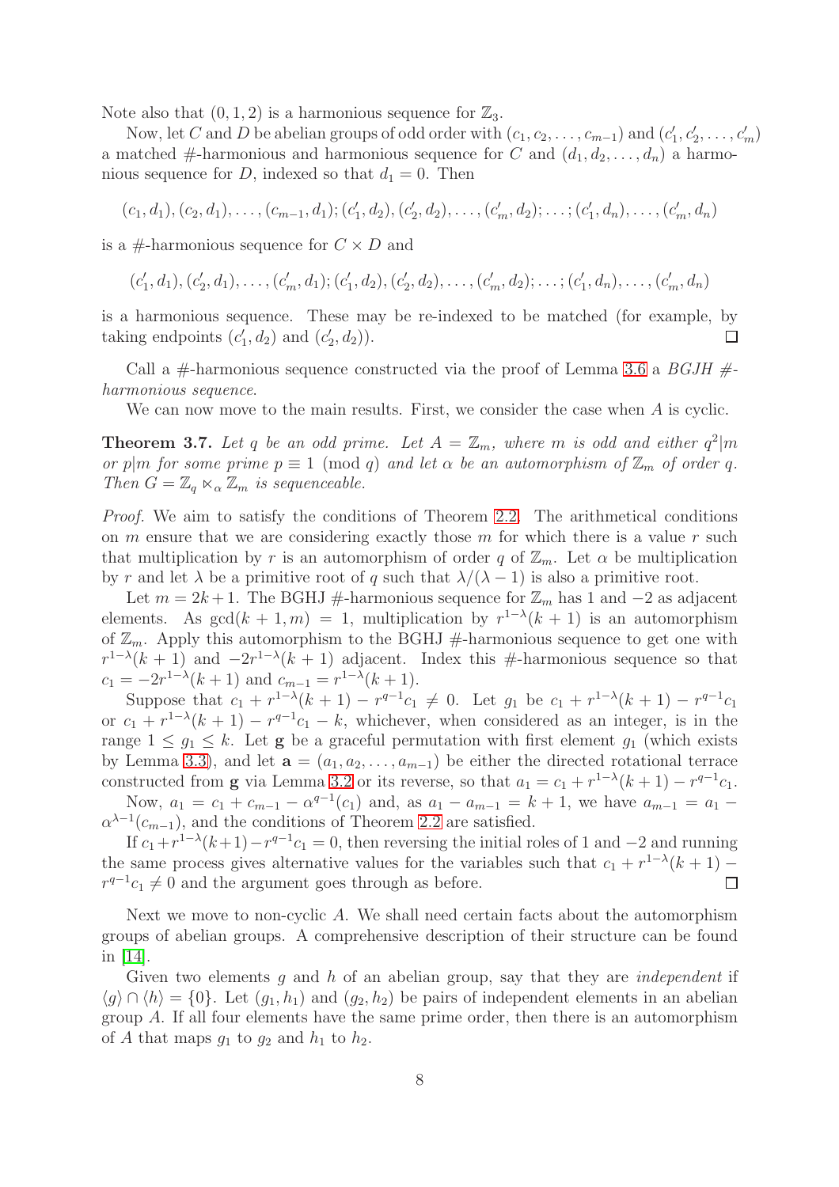Note also that $(0, 1, 2)$ is a harmonious sequence for $\mathbb{Z}_3$.

Now, let $C$ and $D$ be abelian groups of odd order with $(c_1, c_2, \dots, c_{m-1})$ and $(c'_1, c'_2, \dots, c'_m)$ a matched #-harmonious and harmonious sequence for $C$ and $(d_1, d_2, \dots, d_n)$ a harmonious sequence for $D$, indexed so that $d_1 = 0$. Then

$$(c_1, d_1), (c_2, d_1), \dots, (c_{m-1}, d_1); (c'_1, d_2), (c'_2, d_2), \dots, (c'_m, d_2); \dots ; (c'_1, d_n), \dots, (c'_m, d_n)$$

is a #-harmonious sequence for $C \times D$ and

$$(c'_1, d_1), (c'_2, d_1), \dots, (c'_m, d_1); (c'_1, d_2), (c'_2, d_2), \dots, (c'_m, d_2); \dots ; (c'_1, d_n), \dots, (c'_m, d_n)$$

is a harmonious sequence. These may be re-indexed to be matched (for example, by taking endpoints $(c'_1, d_2)$ and $(c'_2, d_2)$). □

Call a #-harmonious sequence constructed via the proof of Lemma 3.6 a *BGJH #-harmonious sequence*.

We can now move to the main results. First, we consider the case when $A$ is cyclic.

**Theorem 3.7.** *Let $q$ be an odd prime. Let $A = \mathbb{Z}_m$, where $m$ is odd and either $q^2 | m$ or $p | m$ for some prime $p \equiv 1 \pmod{q}$ and let $\alpha$ be an automorphism of $\mathbb{Z}_m$ of order $q$. Then $G = \mathbb{Z}_q \ltimes_\alpha \mathbb{Z}_m$ is sequenceable.*

*Proof.* We aim to satisfy the conditions of Theorem 2.2. The arithmetical conditions on $m$ ensure that we are considering exactly those $m$ for which there is a value $r$ such that multiplication by $r$ is an automorphism of order $q$ of $\mathbb{Z}_m$. Let $\alpha$ be multiplication by $r$ and let $\lambda$ be a primitive root of $q$ such that $\lambda/(\lambda - 1)$ is also a primitive root.

Let $m = 2k+1$. The BGHJ #-harmonious sequence for $\mathbb{Z}_m$ has 1 and $-2$ as adjacent elements. As $\gcd(k+1, m) = 1$, multiplication by $r^{1-\lambda}(k+1)$ is an automorphism of $\mathbb{Z}_m$. Apply this automorphism to the BGHJ #-harmonious sequence to get one with $r^{1-\lambda}(k+1)$ and $-2r^{1-\lambda}(k+1)$ adjacent. Index this #-harmonious sequence so that $c_1 = -2r^{1-\lambda}(k+1)$ and $c_{m-1} = r^{1-\lambda}(k+1)$.

Suppose that $c_1 + r^{1-\lambda}(k+1) - r^{q-1}c_1 \neq 0$. Let $g_1$ be $c_1 + r^{1-\lambda}(k+1) - r^{q-1}c_1$ or $c_1 + r^{1-\lambda}(k+1) - r^{q-1}c_1 - k$, whichever, when considered as an integer, is in the range $1 \leq g_1 \leq k$. Let $\mathbf{g}$ be a graceful permutation with first element $g_1$ (which exists by Lemma 3.3), and let $\mathbf{a} = (a_1, a_2, \dots, a_{m-1})$ be either the directed rotational terrace constructed from $\mathbf{g}$ via Lemma 3.2 or its reverse, so that $a_1 = c_1 + r^{1-\lambda}(k+1) - r^{q-1}c_1$.

Now, $a_1 = c_1 + c_{m-1} - \alpha^{q-1}(c_1)$ and, as $a_1 - a_{m-1} = k+1$, we have $a_{m-1} = a_1 - \alpha^{\lambda-1}(c_{m-1})$, and the conditions of Theorem 2.2 are satisfied.

If $c_1 + r^{1-\lambda}(k+1) - r^{q-1}c_1 = 0$, then reversing the initial roles of 1 and $-2$ and running the same process gives alternative values for the variables such that $c_1 + r^{1-\lambda}(k+1) - r^{q-1}c_1 \neq 0$ and the argument goes through as before. □

Next we move to non-cyclic $A$. We shall need certain facts about the automorphism groups of abelian groups. A comprehensive description of their structure can be found in [14].

Given two elements $g$ and $h$ of an abelian group, say that they are *independent* if $\langle g \rangle \cap \langle h \rangle = \{0\}$. Let $(g_1, h_1)$ and $(g_2, h_2)$ be pairs of independent elements in an abelian group $A$. If all four elements have the same prime order, then there is an automorphism of $A$ that maps $g_1$ to $g_2$ and $h_1$ to $h_2$.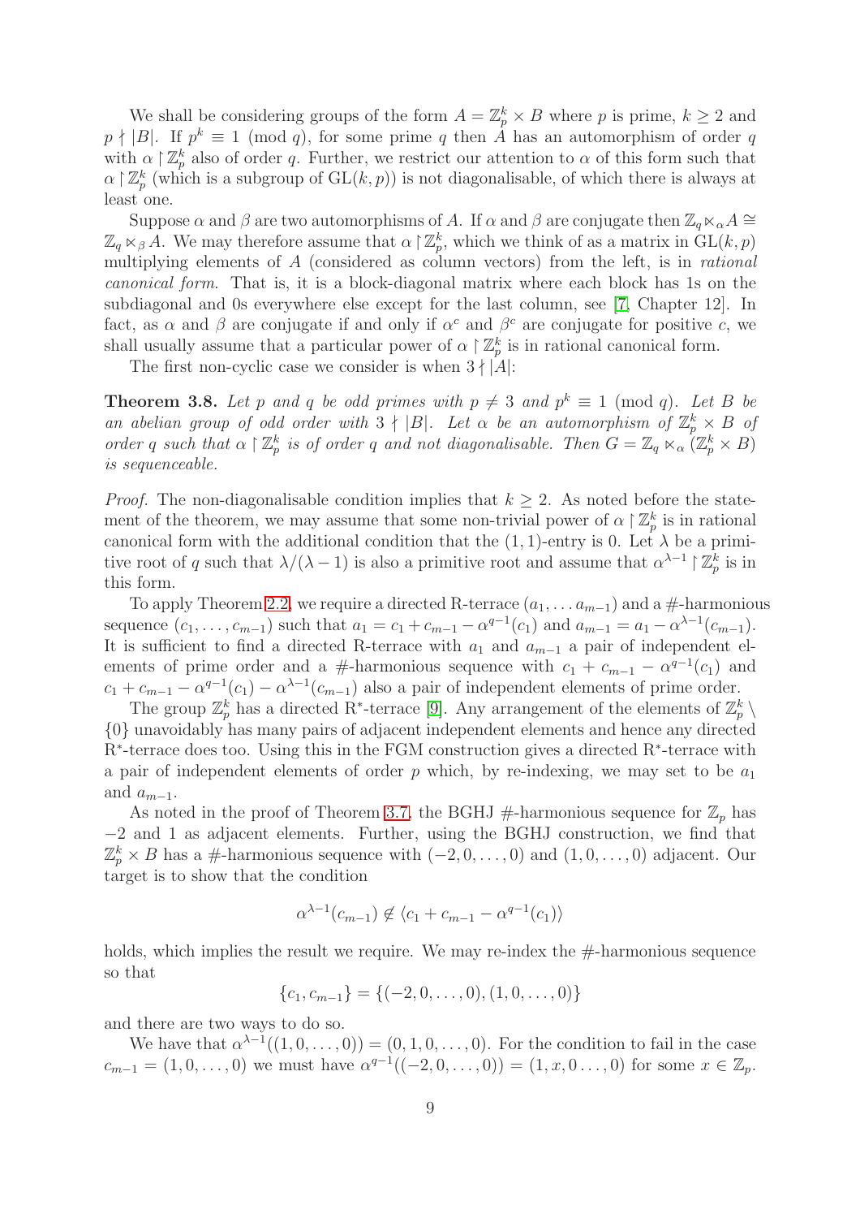We shall be considering groups of the form $A = \mathbb{Z}_p^k \times B$ where $p$ is prime, $k \geq 2$ and $p \nmid |B|$. If $p^k \equiv 1 \pmod{q}$, for some prime $q$ then $A$ has an automorphism of order $q$ with $\alpha \restriction \mathbb{Z}_p^k$ also of order $q$. Further, we restrict our attention to $\alpha$ of this form such that $\alpha \restriction \mathbb{Z}_p^k$ (which is a subgroup of $\mathrm{GL}(k,p)$) is not diagonalisable, of which there is always at least one.

Suppose $\alpha$ and $\beta$ are two automorphisms of $A$. If $\alpha$ and $\beta$ are conjugate then $\mathbb{Z}_q \ltimes_\alpha A \cong \mathbb{Z}_q \ltimes_\beta A$. We may therefore assume that $\alpha \restriction \mathbb{Z}_p^k$, which we think of as a matrix in $\mathrm{GL}(k,p)$ multiplying elements of $A$ (considered as column vectors) from the left, is in *rational canonical form*. That is, it is a block-diagonal matrix where each block has 1s on the subdiagonal and 0s everywhere else except for the last column, see [7, Chapter 12]. In fact, as $\alpha$ and $\beta$ are conjugate if and only if $\alpha^c$ and $\beta^c$ are conjugate for positive $c$, we shall usually assume that a particular power of $\alpha \restriction \mathbb{Z}_p^k$ is in rational canonical form.

The first non-cyclic case we consider is when $3 \nmid |A|$:

**Theorem 3.8.** *Let $p$ and $q$ be odd primes with $p \neq 3$ and $p^k \equiv 1 \pmod{q}$. Let $B$ be an abelian group of odd order with $3 \nmid |B|$. Let $\alpha$ be an automorphism of $\mathbb{Z}_p^k \times B$ of order $q$ such that $\alpha \restriction \mathbb{Z}_p^k$ is of order $q$ and not diagonalisable. Then $G = \mathbb{Z}_q \ltimes_\alpha (\mathbb{Z}_p^k \times B)$ is sequenceable.*

*Proof.* The non-diagonalisable condition implies that $k \geq 2$. As noted before the statement of the theorem, we may assume that some non-trivial power of $\alpha \restriction \mathbb{Z}_p^k$ is in rational canonical form with the additional condition that the $(1,1)$-entry is 0. Let $\lambda$ be a primitive root of $q$ such that $\lambda/(\lambda-1)$ is also a primitive root and assume that $\alpha^{\lambda-1} \restriction \mathbb{Z}_p^k$ is in this form.

To apply Theorem 2.2, we require a directed R-terrace $(a_1, \ldots a_{m-1})$ and a #-harmonious sequence $(c_1, \ldots, c_{m-1})$ such that $a_1 = c_1 + c_{m-1} - \alpha^{q-1}(c_1)$ and $a_{m-1} = a_1 - \alpha^{\lambda-1}(c_{m-1})$. It is sufficient to find a directed R-terrace with $a_1$ and $a_{m-1}$ a pair of independent elements of prime order and a #-harmonious sequence with $c_1 + c_{m-1} - \alpha^{q-1}(c_1)$ and $c_1 + c_{m-1} - \alpha^{q-1}(c_1) - \alpha^{\lambda-1}(c_{m-1})$ also a pair of independent elements of prime order.

The group $\mathbb{Z}_p^k$ has a directed R$^*$-terrace [9]. Any arrangement of the elements of $\mathbb{Z}_p^k \setminus \{0\}$ unavoidably has many pairs of adjacent independent elements and hence any directed R$^*$-terrace does too. Using this in the FGM construction gives a directed R$^*$-terrace with a pair of independent elements of order $p$ which, by re-indexing, we may set to be $a_1$ and $a_{m-1}$.

As noted in the proof of Theorem 3.7, the BGHJ #-harmonious sequence for $\mathbb{Z}_p$ has $-2$ and 1 as adjacent elements. Further, using the BGHJ construction, we find that $\mathbb{Z}_p^k \times B$ has a #-harmonious sequence with $(-2, 0, \ldots, 0)$ and $(1, 0, \ldots, 0)$ adjacent. Our target is to show that the condition

$$\alpha^{\lambda-1}(c_{m-1}) \notin \langle c_1 + c_{m-1} - \alpha^{q-1}(c_1) \rangle$$

holds, which implies the result we require. We may re-index the #-harmonious sequence so that

$$\{c_1, c_{m-1}\} = \{(-2, 0, \ldots, 0), (1, 0, \ldots, 0)\}$$

and there are two ways to do so.

We have that $\alpha^{\lambda-1}((1, 0, \ldots, 0)) = (0, 1, 0, \ldots, 0)$. For the condition to fail in the case $c_{m-1} = (1, 0, \ldots, 0)$ we must have $\alpha^{q-1}((-2, 0, \ldots, 0)) = (1, x, 0 \ldots, 0)$ for some $x \in \mathbb{Z}_p$.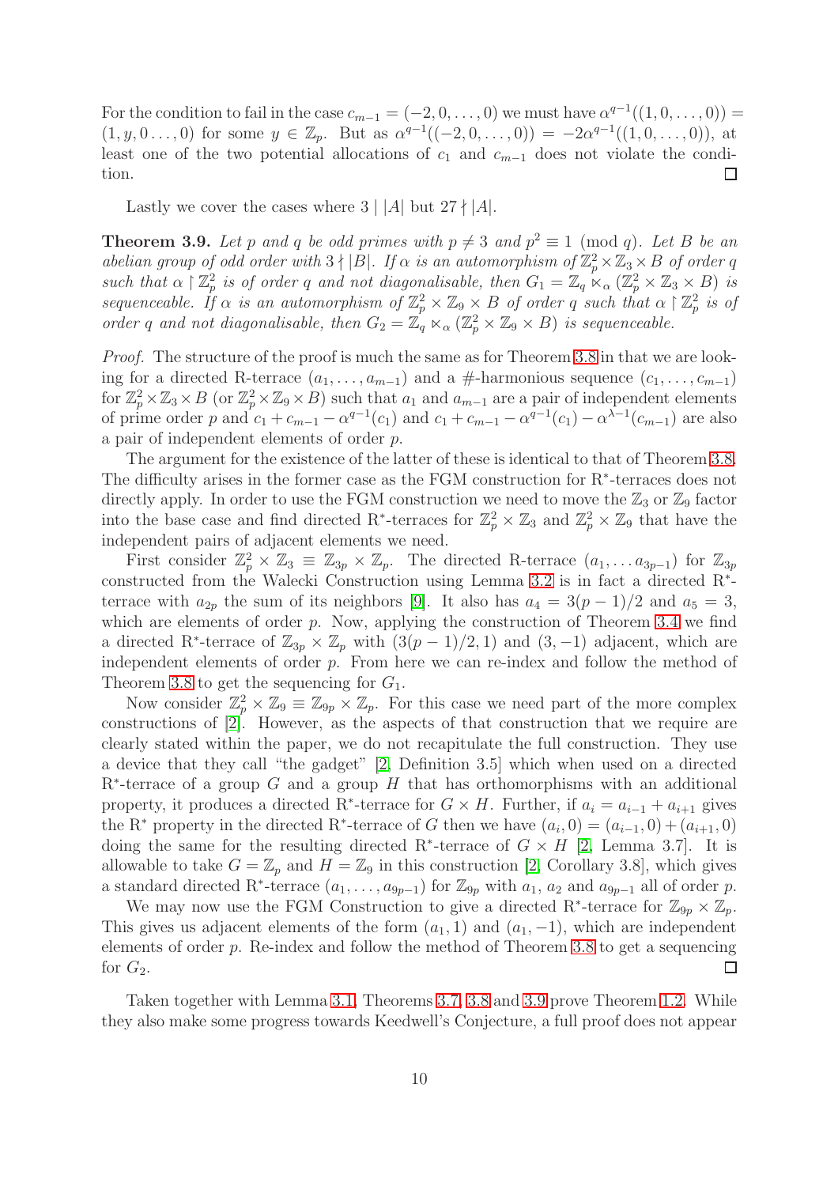For the condition to fail in the case $c_{m-1} = (-2, 0, \ldots, 0)$ we must have $\alpha^{q-1}((1, 0, \ldots, 0)) = (1, y, 0 \ldots, 0)$ for some $y \in \mathbb{Z}_p$. But as $\alpha^{q-1}((-2, 0, \ldots, 0)) = -2\alpha^{q-1}((1, 0, \ldots, 0))$, at least one of the two potential allocations of $c_1$ and $c_{m-1}$ does not violate the condition. $\square$

Lastly we cover the cases where $3 \mid |A|$ but $27 \nmid |A|$.

**Theorem 3.9.** *Let $p$ and $q$ be odd primes with $p \neq 3$ and $p^2 \equiv 1 \pmod{q}$. Let $B$ be an abelian group of odd order with $3 \nmid |B|$. If $\alpha$ is an automorphism of $\mathbb{Z}_p^2 \times \mathbb{Z}_3 \times B$ of order $q$ such that $\alpha \restriction \mathbb{Z}_p^2$ is of order $q$ and not diagonalisable, then $G_1 = \mathbb{Z}_q \ltimes_\alpha (\mathbb{Z}_p^2 \times \mathbb{Z}_3 \times B)$ is sequenceable. If $\alpha$ is an automorphism of $\mathbb{Z}_p^2 \times \mathbb{Z}_9 \times B$ of order $q$ such that $\alpha \restriction \mathbb{Z}_p^2$ is of order $q$ and not diagonalisable, then $G_2 = \mathbb{Z}_q \ltimes_\alpha (\mathbb{Z}_p^2 \times \mathbb{Z}_9 \times B)$ is sequenceable.*

*Proof.* The structure of the proof is much the same as for Theorem 3.8 in that we are looking for a directed R-terrace $(a_1, \ldots, a_{m-1})$ and a #-harmonious sequence $(c_1, \ldots, c_{m-1})$ for $\mathbb{Z}_p^2 \times \mathbb{Z}_3 \times B$ (or $\mathbb{Z}_p^2 \times \mathbb{Z}_9 \times B$) such that $a_1$ and $a_{m-1}$ are a pair of independent elements of prime order $p$ and $c_1 + c_{m-1} - \alpha^{q-1}(c_1)$ and $c_1 + c_{m-1} - \alpha^{q-1}(c_1) - \alpha^{\lambda-1}(c_{m-1})$ are also a pair of independent elements of order $p$.

The argument for the existence of the latter of these is identical to that of Theorem 3.8. The difficulty arises in the former case as the FGM construction for R*-terraces does not directly apply. In order to use the FGM construction we need to move the $\mathbb{Z}_3$ or $\mathbb{Z}_9$ factor into the base case and find directed R*-terraces for $\mathbb{Z}_p^2 \times \mathbb{Z}_3$ and $\mathbb{Z}_p^2 \times \mathbb{Z}_9$ that have the independent pairs of adjacent elements we need.

First consider $\mathbb{Z}_p^2 \times \mathbb{Z}_3 \equiv \mathbb{Z}_{3p} \times \mathbb{Z}_p$. The directed R-terrace $(a_1, \ldots a_{3p-1})$ for $\mathbb{Z}_{3p}$ constructed from the Walecki Construction using Lemma 3.2 is in fact a directed R*-terrace with $a_{2p}$ the sum of its neighbors [9]. It also has $a_4 = 3(p-1)/2$ and $a_5 = 3$, which are elements of order $p$. Now, applying the construction of Theorem 3.4 we find a directed R*-terrace of $\mathbb{Z}_{3p} \times \mathbb{Z}_p$ with $(3(p-1)/2, 1)$ and $(3, -1)$ adjacent, which are independent elements of order $p$. From here we can re-index and follow the method of Theorem 3.8 to get the sequencing for $G_1$.

Now consider $\mathbb{Z}_p^2 \times \mathbb{Z}_9 \equiv \mathbb{Z}_{9p} \times \mathbb{Z}_p$. For this case we need part of the more complex constructions of [2]. However, as the aspects of that construction that we require are clearly stated within the paper, we do not recapitulate the full construction. They use a device that they call "the gadget" [2, Definition 3.5] which when used on a directed R*-terrace of a group $G$ and a group $H$ that has orthomorphisms with an additional property, it produces a directed R*-terrace for $G \times H$. Further, if $a_i = a_{i-1} + a_{i+1}$ gives the R* property in the directed R*-terrace of $G$ then we have $(a_i, 0) = (a_{i-1}, 0) + (a_{i+1}, 0)$ doing the same for the resulting directed R*-terrace of $G \times H$ [2, Lemma 3.7]. It is allowable to take $G = \mathbb{Z}_p$ and $H = \mathbb{Z}_9$ in this construction [2, Corollary 3.8], which gives a standard directed R*-terrace $(a_1, \ldots, a_{9p-1})$ for $\mathbb{Z}_{9p}$ with $a_1$, $a_2$ and $a_{9p-1}$ all of order $p$.

We may now use the FGM Construction to give a directed R*-terrace for $\mathbb{Z}_{9p} \times \mathbb{Z}_p$. This gives us adjacent elements of the form $(a_1, 1)$ and $(a_1, -1)$, which are independent elements of order $p$. Re-index and follow the method of Theorem 3.8 to get a sequencing for $G_2$. $\square$

Taken together with Lemma 3.1, Theorems 3.7, 3.8 and 3.9 prove Theorem 1.2. While they also make some progress towards Keedwell's Conjecture, a full proof does not appear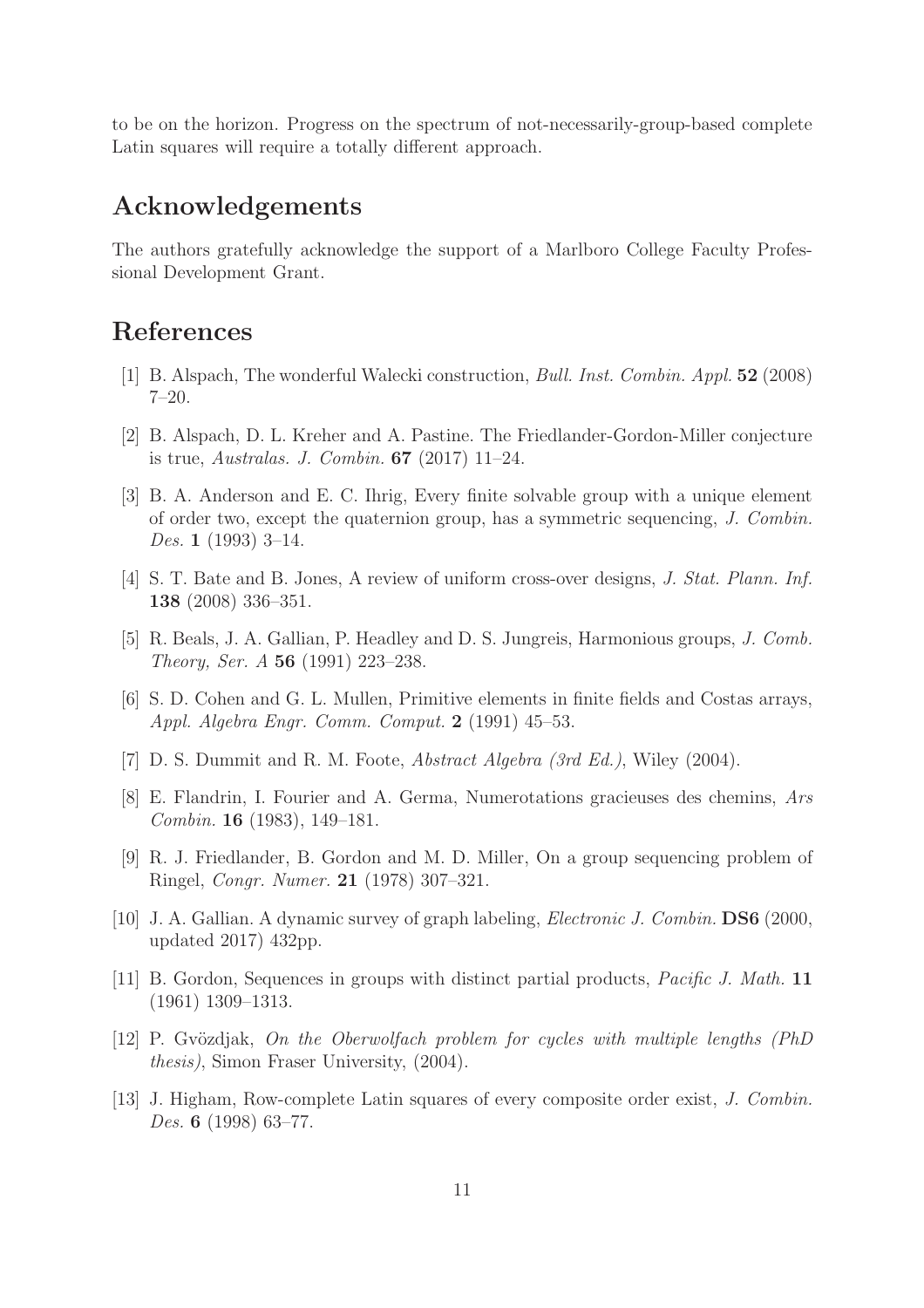to be on the horizon. Progress on the spectrum of not-necessarily-group-based complete Latin squares will require a totally different approach.

## Acknowledgements

The authors gratefully acknowledge the support of a Marlboro College Faculty Professional Development Grant.

## References

[1] B. Alspach, The wonderful Walecki construction, *Bull. Inst. Combin. Appl.* **52** (2008) 7–20.

[2] B. Alspach, D. L. Kreher and A. Pastine. The Friedlander-Gordon-Miller conjecture is true, *Australas. J. Combin.* **67** (2017) 11–24.

[3] B. A. Anderson and E. C. Ihrig, Every finite solvable group with a unique element of order two, except the quaternion group, has a symmetric sequencing, *J. Combin. Des.* **1** (1993) 3–14.

[4] S. T. Bate and B. Jones, A review of uniform cross-over designs, *J. Stat. Plann. Inf.* **138** (2008) 336–351.

[5] R. Beals, J. A. Gallian, P. Headley and D. S. Jungreis, Harmonious groups, *J. Comb. Theory, Ser. A* **56** (1991) 223–238.

[6] S. D. Cohen and G. L. Mullen, Primitive elements in finite fields and Costas arrays, *Appl. Algebra Engr. Comm. Comput.* **2** (1991) 45–53.

[7] D. S. Dummit and R. M. Foote, *Abstract Algebra (3rd Ed.)*, Wiley (2004).

[8] E. Flandrin, I. Fourier and A. Germa, Numerotations gracieuses des chemins, *Ars Combin.* **16** (1983), 149–181.

[9] R. J. Friedlander, B. Gordon and M. D. Miller, On a group sequencing problem of Ringel, *Congr. Numer.* **21** (1978) 307–321.

[10] J. A. Gallian. A dynamic survey of graph labeling, *Electronic J. Combin.* **DS6** (2000, updated 2017) 432pp.

[11] B. Gordon, Sequences in groups with distinct partial products, *Pacific J. Math.* **11** (1961) 1309–1313.

[12] P. Gvözdjak, *On the Oberwolfach problem for cycles with multiple lengths (PhD thesis)*, Simon Fraser University, (2004).

[13] J. Higham, Row-complete Latin squares of every composite order exist, *J. Combin. Des.* **6** (1998) 63–77.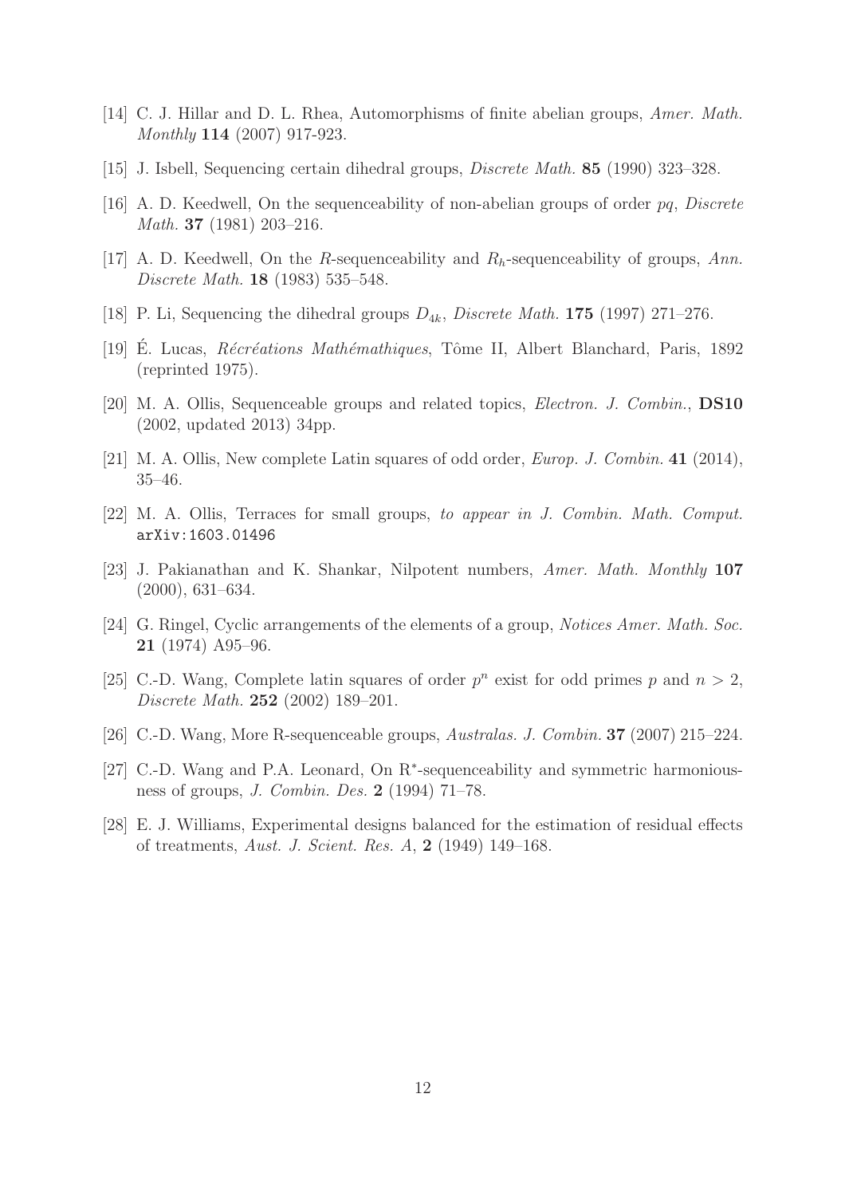[14] C. J. Hillar and D. L. Rhea, Automorphisms of finite abelian groups, *Amer. Math. Monthly* **114** (2007) 917-923.

[15] J. Isbell, Sequencing certain dihedral groups, *Discrete Math.* **85** (1990) 323–328.

[16] A. D. Keedwell, On the sequenceability of non-abelian groups of order $pq$, *Discrete Math.* **37** (1981) 203–216.

[17] A. D. Keedwell, On the $R$-sequenceability and $R_h$-sequenceability of groups, *Ann. Discrete Math.* **18** (1983) 535–548.

[18] P. Li, Sequencing the dihedral groups $D_{4k}$, *Discrete Math.* **175** (1997) 271–276.

[19] É. Lucas, *Récréations Mathématiques*, Tôme II, Albert Blanchard, Paris, 1892 (reprinted 1975).

[20] M. A. Ollis, Sequenceable groups and related topics, *Electron. J. Combin.*, **DS10** (2002, updated 2013) 34pp.

[21] M. A. Ollis, New complete Latin squares of odd order, *Europ. J. Combin.* **41** (2014), 35–46.

[22] M. A. Ollis, Terraces for small groups, *to appear in J. Combin. Math. Comput.* arXiv:1603.01496

[23] J. Pakianathan and K. Shankar, Nilpotent numbers, *Amer. Math. Monthly* **107** (2000), 631–634.

[24] G. Ringel, Cyclic arrangements of the elements of a group, *Notices Amer. Math. Soc.* **21** (1974) A95–96.

[25] C.-D. Wang, Complete latin squares of order $p^n$ exist for odd primes $p$ and $n > 2$, *Discrete Math.* **252** (2002) 189–201.

[26] C.-D. Wang, More R-sequenceable groups, *Australas. J. Combin.* **37** (2007) 215–224.

[27] C.-D. Wang and P.A. Leonard, On R$^*$-sequenceability and symmetric harmoniousness of groups, *J. Combin. Des.* **2** (1994) 71–78.

[28] E. J. Williams, Experimental designs balanced for the estimation of residual effects of treatments, *Aust. J. Scient. Res. A*, **2** (1949) 149–168.